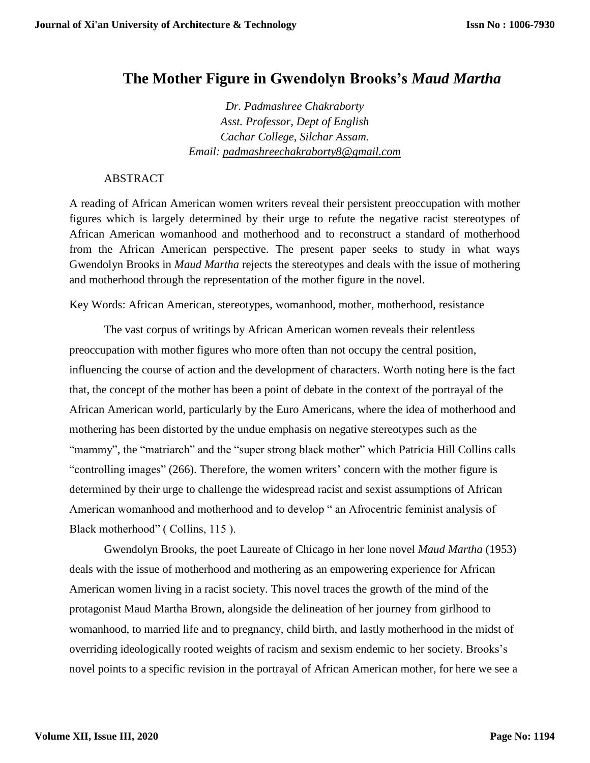# The Mother Figure in Gwendolyn Brooks's *Maud Martha*

*Dr. Padmashree Chakraborty*
*Asst. Professor, Dept of English*
*Cachar College, Silchar Assam.*
*Email: padmashreechakraborty8@gmail.com*

ABSTRACT

A reading of African American women writers reveal their persistent preoccupation with mother figures which is largely determined by their urge to refute the negative racist stereotypes of African American womanhood and motherhood and to reconstruct a standard of motherhood from the African American perspective. The present paper seeks to study in what ways Gwendolyn Brooks in *Maud Martha* rejects the stereotypes and deals with the issue of mothering and motherhood through the representation of the mother figure in the novel.

Key Words: African American, stereotypes, womanhood, mother, motherhood, resistance

The vast corpus of writings by African American women reveals their relentless preoccupation with mother figures who more often than not occupy the central position, influencing the course of action and the development of characters. Worth noting here is the fact that, the concept of the mother has been a point of debate in the context of the portrayal of the African American world, particularly by the Euro Americans, where the idea of motherhood and mothering has been distorted by the undue emphasis on negative stereotypes such as the "mammy", the "matriarch" and the "super strong black mother" which Patricia Hill Collins calls "controlling images" (266). Therefore, the women writers' concern with the mother figure is determined by their urge to challenge the widespread racist and sexist assumptions of African American womanhood and motherhood and to develop " an Afrocentric feminist analysis of Black motherhood" ( Collins, 115 ).

Gwendolyn Brooks, the poet Laureate of Chicago in her lone novel *Maud Martha* (1953) deals with the issue of motherhood and mothering as an empowering experience for African American women living in a racist society. This novel traces the growth of the mind of the protagonist Maud Martha Brown, alongside the delineation of her journey from girlhood to womanhood, to married life and to pregnancy, child birth, and lastly motherhood in the midst of overriding ideologically rooted weights of racism and sexism endemic to her society. Brooks's novel points to a specific revision in the portrayal of African American mother, for here we see a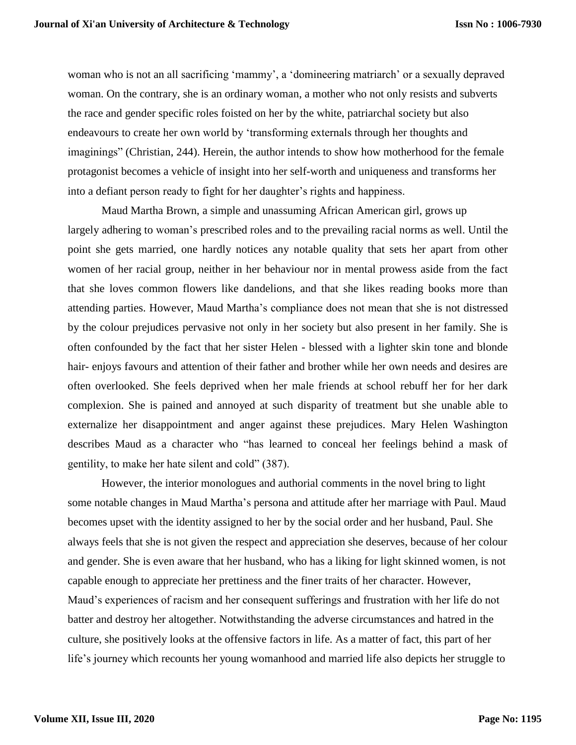woman who is not an all sacrificing 'mammy', a 'domineering matriarch' or a sexually depraved woman. On the contrary, she is an ordinary woman, a mother who not only resists and subverts the race and gender specific roles foisted on her by the white, patriarchal society but also endeavours to create her own world by 'transforming externals through her thoughts and imaginings" (Christian, 244). Herein, the author intends to show how motherhood for the female protagonist becomes a vehicle of insight into her self-worth and uniqueness and transforms her into a defiant person ready to fight for her daughter's rights and happiness.

Maud Martha Brown, a simple and unassuming African American girl, grows up largely adhering to woman's prescribed roles and to the prevailing racial norms as well. Until the point she gets married, one hardly notices any notable quality that sets her apart from other women of her racial group, neither in her behaviour nor in mental prowess aside from the fact that she loves common flowers like dandelions, and that she likes reading books more than attending parties. However, Maud Martha's compliance does not mean that she is not distressed by the colour prejudices pervasive not only in her society but also present in her family. She is often confounded by the fact that her sister Helen - blessed with a lighter skin tone and blonde hair- enjoys favours and attention of their father and brother while her own needs and desires are often overlooked. She feels deprived when her male friends at school rebuff her for her dark complexion. She is pained and annoyed at such disparity of treatment but she unable able to externalize her disappointment and anger against these prejudices. Mary Helen Washington describes Maud as a character who "has learned to conceal her feelings behind a mask of gentility, to make her hate silent and cold" (387).

However, the interior monologues and authorial comments in the novel bring to light some notable changes in Maud Martha's persona and attitude after her marriage with Paul. Maud becomes upset with the identity assigned to her by the social order and her husband, Paul. She always feels that she is not given the respect and appreciation she deserves, because of her colour and gender. She is even aware that her husband, who has a liking for light skinned women, is not capable enough to appreciate her prettiness and the finer traits of her character. However, Maud's experiences of racism and her consequent sufferings and frustration with her life do not batter and destroy her altogether. Notwithstanding the adverse circumstances and hatred in the culture, she positively looks at the offensive factors in life. As a matter of fact, this part of her life's journey which recounts her young womanhood and married life also depicts her struggle to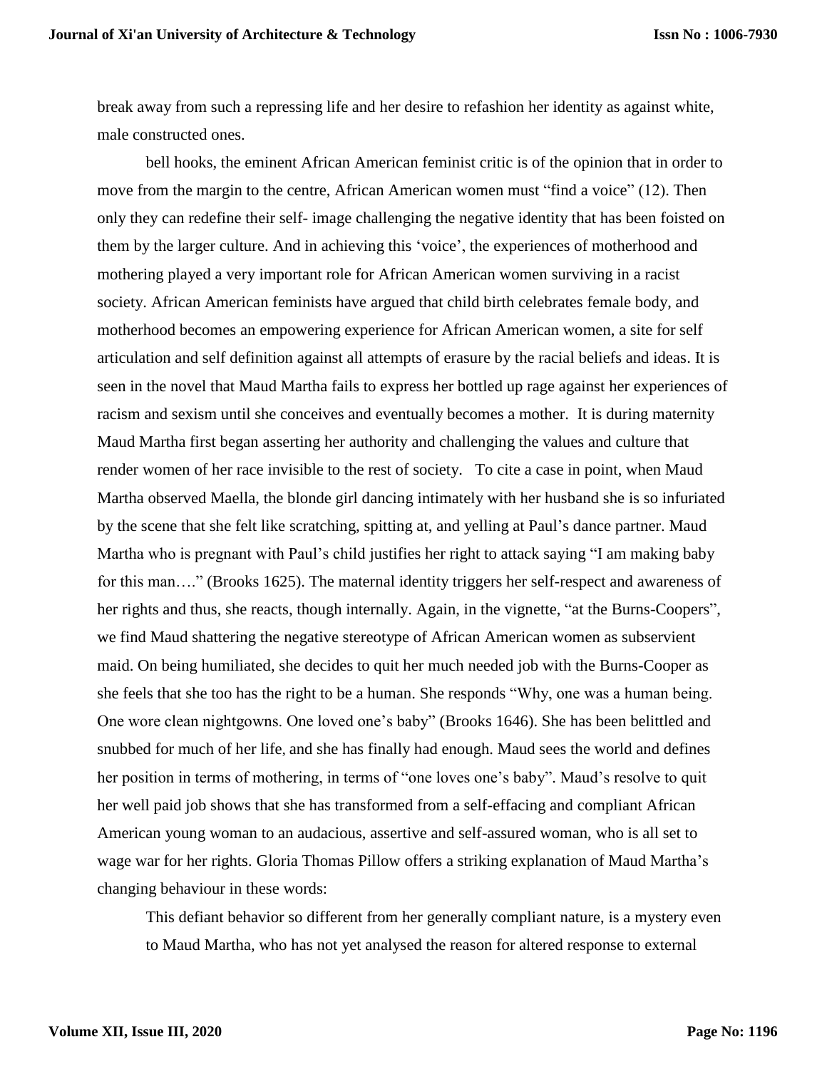break away from such a repressing life and her desire to refashion her identity as against white, male constructed ones.

bell hooks, the eminent African American feminist critic is of the opinion that in order to move from the margin to the centre, African American women must "find a voice" (12). Then only they can redefine their self- image challenging the negative identity that has been foisted on them by the larger culture. And in achieving this 'voice', the experiences of motherhood and mothering played a very important role for African American women surviving in a racist society. African American feminists have argued that child birth celebrates female body, and motherhood becomes an empowering experience for African American women, a site for self articulation and self definition against all attempts of erasure by the racial beliefs and ideas. It is seen in the novel that Maud Martha fails to express her bottled up rage against her experiences of racism and sexism until she conceives and eventually becomes a mother. It is during maternity Maud Martha first began asserting her authority and challenging the values and culture that render women of her race invisible to the rest of society. To cite a case in point, when Maud Martha observed Maella, the blonde girl dancing intimately with her husband she is so infuriated by the scene that she felt like scratching, spitting at, and yelling at Paul's dance partner. Maud Martha who is pregnant with Paul's child justifies her right to attack saying "I am making baby for this man…." (Brooks 1625). The maternal identity triggers her self-respect and awareness of her rights and thus, she reacts, though internally. Again, in the vignette, "at the Burns-Coopers", we find Maud shattering the negative stereotype of African American women as subservient maid. On being humiliated, she decides to quit her much needed job with the Burns-Cooper as she feels that she too has the right to be a human. She responds "Why, one was a human being. One wore clean nightgowns. One loved one's baby" (Brooks 1646). She has been belittled and snubbed for much of her life, and she has finally had enough. Maud sees the world and defines her position in terms of mothering, in terms of "one loves one's baby". Maud's resolve to quit her well paid job shows that she has transformed from a self-effacing and compliant African American young woman to an audacious, assertive and self-assured woman, who is all set to wage war for her rights. Gloria Thomas Pillow offers a striking explanation of Maud Martha's changing behaviour in these words:

> This defiant behavior so different from her generally compliant nature, is a mystery even to Maud Martha, who has not yet analysed the reason for altered response to external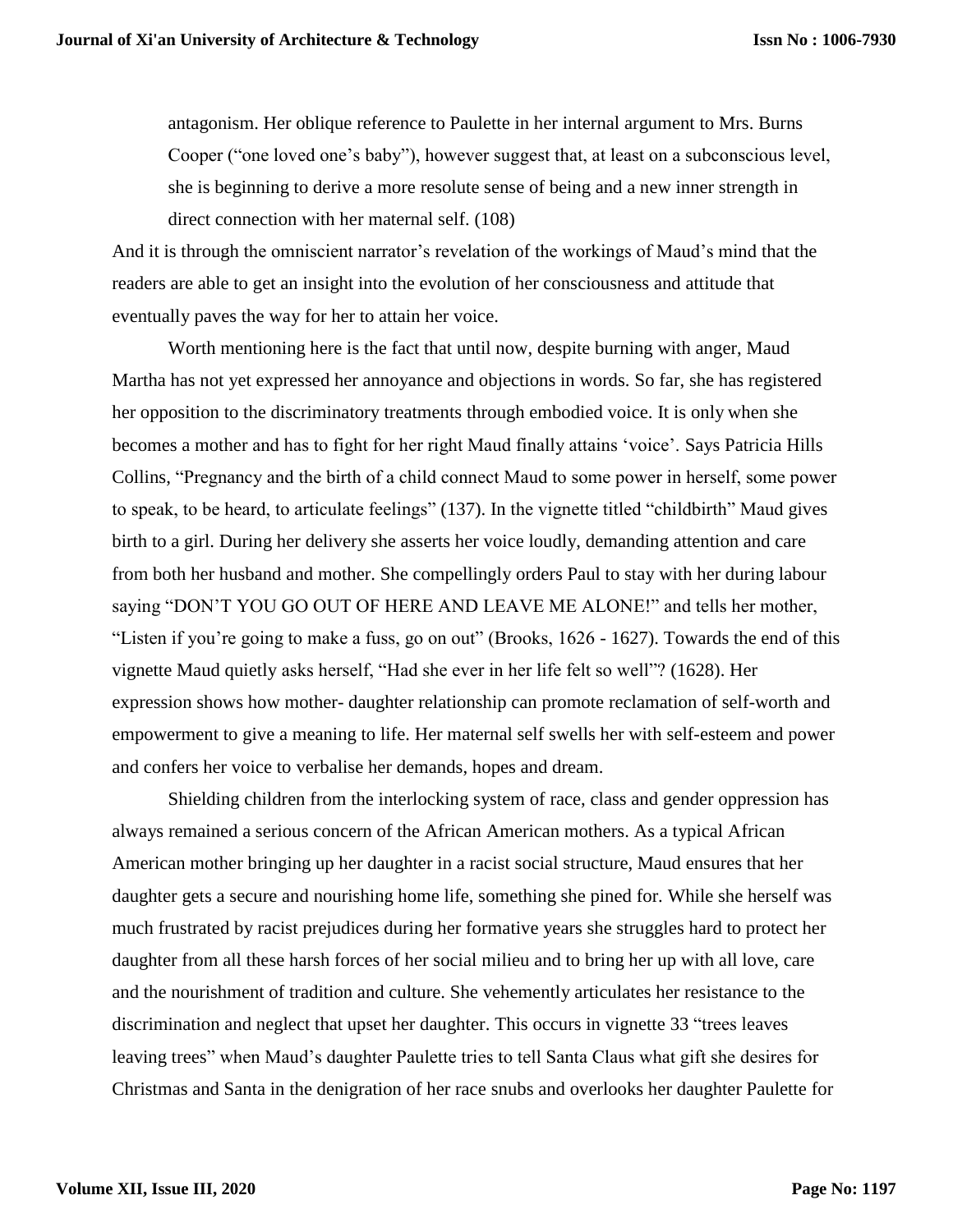> antagonism. Her oblique reference to Paulette in her internal argument to Mrs. Burns Cooper ("one loved one's baby"), however suggest that, at least on a subconscious level, she is beginning to derive a more resolute sense of being and a new inner strength in direct connection with her maternal self. (108)

And it is through the omniscient narrator's revelation of the workings of Maud's mind that the readers are able to get an insight into the evolution of her consciousness and attitude that eventually paves the way for her to attain her voice.

Worth mentioning here is the fact that until now, despite burning with anger, Maud Martha has not yet expressed her annoyance and objections in words. So far, she has registered her opposition to the discriminatory treatments through embodied voice. It is only when she becomes a mother and has to fight for her right Maud finally attains 'voice'. Says Patricia Hills Collins, "Pregnancy and the birth of a child connect Maud to some power in herself, some power to speak, to be heard, to articulate feelings" (137). In the vignette titled "childbirth" Maud gives birth to a girl. During her delivery she asserts her voice loudly, demanding attention and care from both her husband and mother. She compellingly orders Paul to stay with her during labour saying "DON'T YOU GO OUT OF HERE AND LEAVE ME ALONE!" and tells her mother, "Listen if you're going to make a fuss, go on out" (Brooks, 1626 - 1627). Towards the end of this vignette Maud quietly asks herself, "Had she ever in her life felt so well"? (1628). Her expression shows how mother- daughter relationship can promote reclamation of self-worth and empowerment to give a meaning to life. Her maternal self swells her with self-esteem and power and confers her voice to verbalise her demands, hopes and dream.

Shielding children from the interlocking system of race, class and gender oppression has always remained a serious concern of the African American mothers. As a typical African American mother bringing up her daughter in a racist social structure, Maud ensures that her daughter gets a secure and nourishing home life, something she pined for. While she herself was much frustrated by racist prejudices during her formative years she struggles hard to protect her daughter from all these harsh forces of her social milieu and to bring her up with all love, care and the nourishment of tradition and culture. She vehemently articulates her resistance to the discrimination and neglect that upset her daughter. This occurs in vignette 33 "trees leaves leaving trees" when Maud's daughter Paulette tries to tell Santa Claus what gift she desires for Christmas and Santa in the denigration of her race snubs and overlooks her daughter Paulette for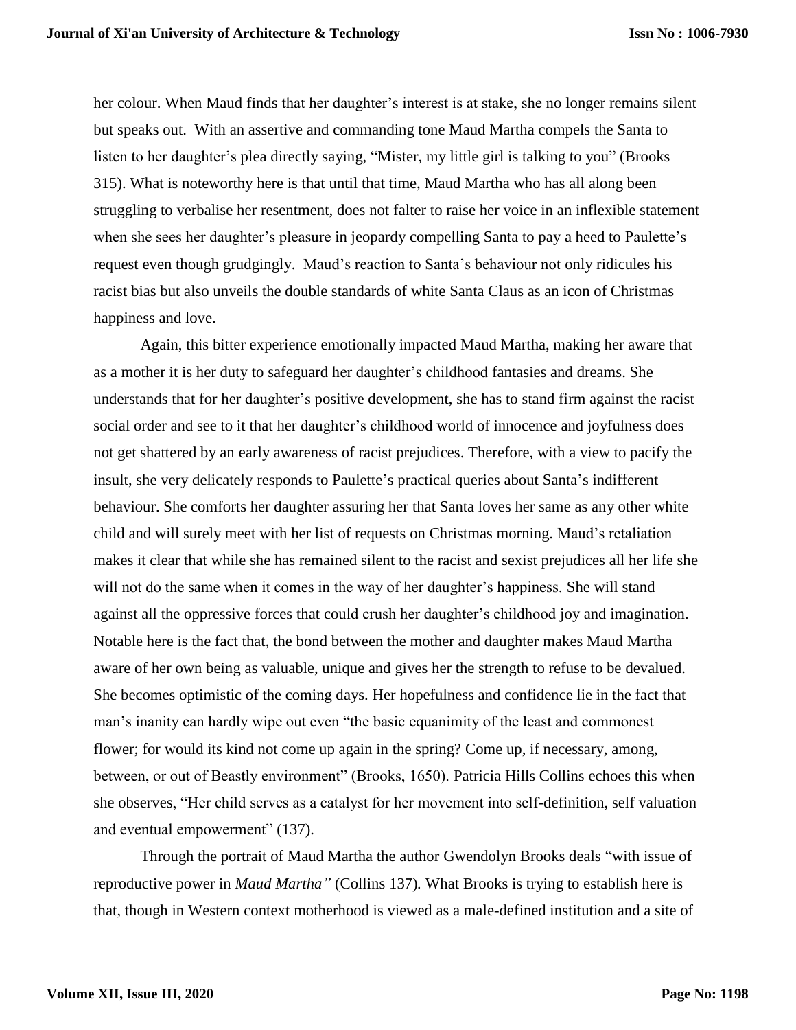her colour. When Maud finds that her daughter's interest is at stake, she no longer remains silent but speaks out. With an assertive and commanding tone Maud Martha compels the Santa to listen to her daughter's plea directly saying, "Mister, my little girl is talking to you" (Brooks 315). What is noteworthy here is that until that time, Maud Martha who has all along been struggling to verbalise her resentment, does not falter to raise her voice in an inflexible statement when she sees her daughter's pleasure in jeopardy compelling Santa to pay a heed to Paulette's request even though grudgingly. Maud's reaction to Santa's behaviour not only ridicules his racist bias but also unveils the double standards of white Santa Claus as an icon of Christmas happiness and love.

Again, this bitter experience emotionally impacted Maud Martha, making her aware that as a mother it is her duty to safeguard her daughter's childhood fantasies and dreams. She understands that for her daughter's positive development, she has to stand firm against the racist social order and see to it that her daughter's childhood world of innocence and joyfulness does not get shattered by an early awareness of racist prejudices. Therefore, with a view to pacify the insult, she very delicately responds to Paulette's practical queries about Santa's indifferent behaviour. She comforts her daughter assuring her that Santa loves her same as any other white child and will surely meet with her list of requests on Christmas morning. Maud's retaliation makes it clear that while she has remained silent to the racist and sexist prejudices all her life she will not do the same when it comes in the way of her daughter's happiness. She will stand against all the oppressive forces that could crush her daughter's childhood joy and imagination. Notable here is the fact that, the bond between the mother and daughter makes Maud Martha aware of her own being as valuable, unique and gives her the strength to refuse to be devalued. She becomes optimistic of the coming days. Her hopefulness and confidence lie in the fact that man's inanity can hardly wipe out even "the basic equanimity of the least and commonest flower; for would its kind not come up again in the spring? Come up, if necessary, among, between, or out of Beastly environment" (Brooks, 1650). Patricia Hills Collins echoes this when she observes, "Her child serves as a catalyst for her movement into self-definition, self valuation and eventual empowerment" (137).

Through the portrait of Maud Martha the author Gwendolyn Brooks deals "with issue of reproductive power in *Maud Martha"* (Collins 137). What Brooks is trying to establish here is that, though in Western context motherhood is viewed as a male-defined institution and a site of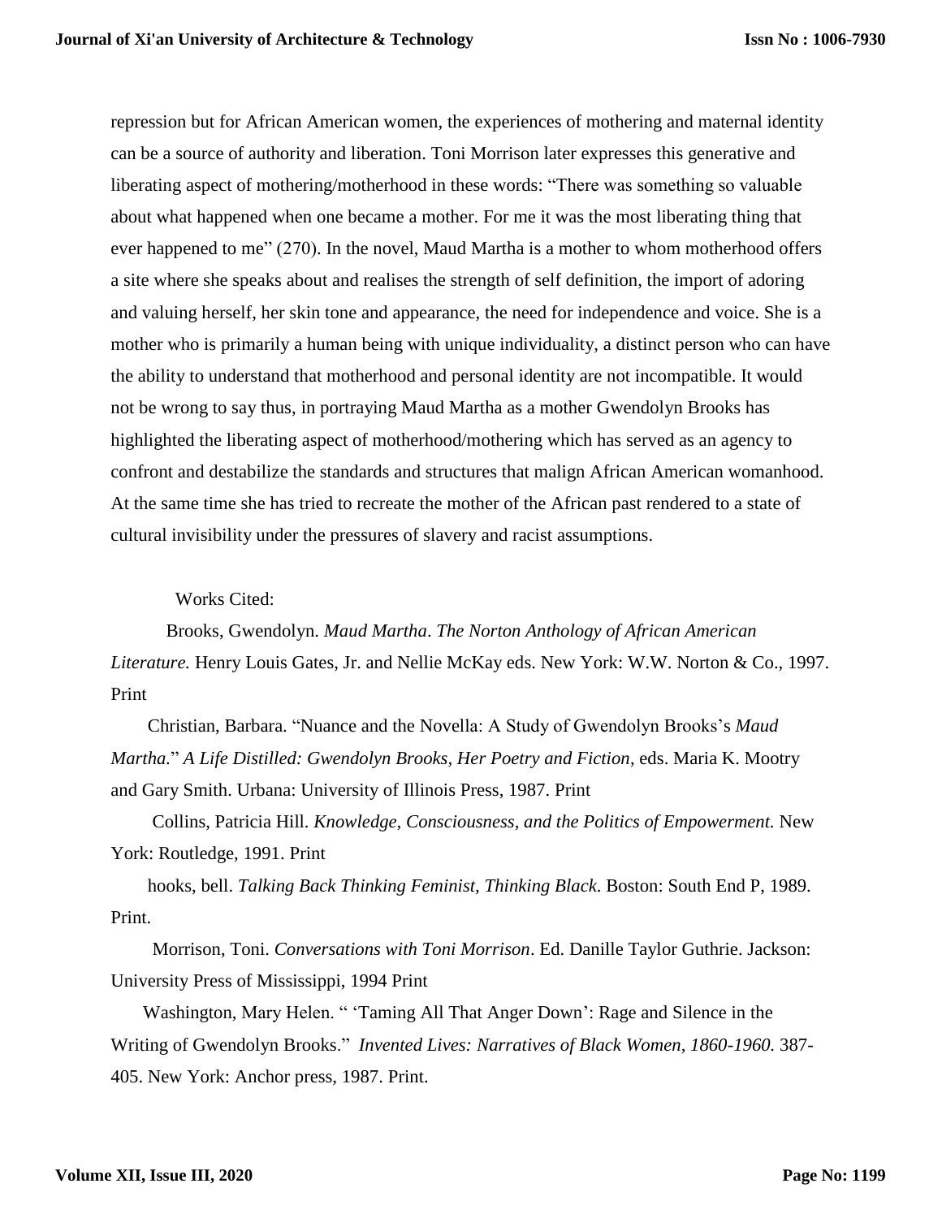repression but for African American women, the experiences of mothering and maternal identity can be a source of authority and liberation. Toni Morrison later expresses this generative and liberating aspect of mothering/motherhood in these words: "There was something so valuable about what happened when one became a mother. For me it was the most liberating thing that ever happened to me" (270). In the novel, Maud Martha is a mother to whom motherhood offers a site where she speaks about and realises the strength of self definition, the import of adoring and valuing herself, her skin tone and appearance, the need for independence and voice. She is a mother who is primarily a human being with unique individuality, a distinct person who can have the ability to understand that motherhood and personal identity are not incompatible. It would not be wrong to say thus, in portraying Maud Martha as a mother Gwendolyn Brooks has highlighted the liberating aspect of motherhood/mothering which has served as an agency to confront and destabilize the standards and structures that malign African American womanhood. At the same time she has tried to recreate the mother of the African past rendered to a state of cultural invisibility under the pressures of slavery and racist assumptions.

Works Cited:

Brooks, Gwendolyn. *Maud Martha*. *The Norton Anthology of African American Literature.* Henry Louis Gates, Jr. and Nellie McKay eds. New York: W.W. Norton & Co., 1997. Print

Christian, Barbara. "Nuance and the Novella: A Study of Gwendolyn Brooks's *Maud Martha.*" *A Life Distilled: Gwendolyn Brooks, Her Poetry and Fiction*, eds. Maria K. Mootry and Gary Smith. Urbana: University of Illinois Press, 1987. Print

Collins, Patricia Hill. *Knowledge, Consciousness, and the Politics of Empowerment.* New York: Routledge, 1991. Print

hooks, bell. *Talking Back Thinking Feminist, Thinking Black*. Boston: South End P, 1989. Print.

Morrison, Toni. *Conversations with Toni Morrison*. Ed. Danille Taylor Guthrie. Jackson: University Press of Mississippi, 1994 Print

Washington, Mary Helen. " 'Taming All That Anger Down': Rage and Silence in the Writing of Gwendolyn Brooks." *Invented Lives: Narratives of Black Women, 1860-1960.* 387-405. New York: Anchor press, 1987. Print.